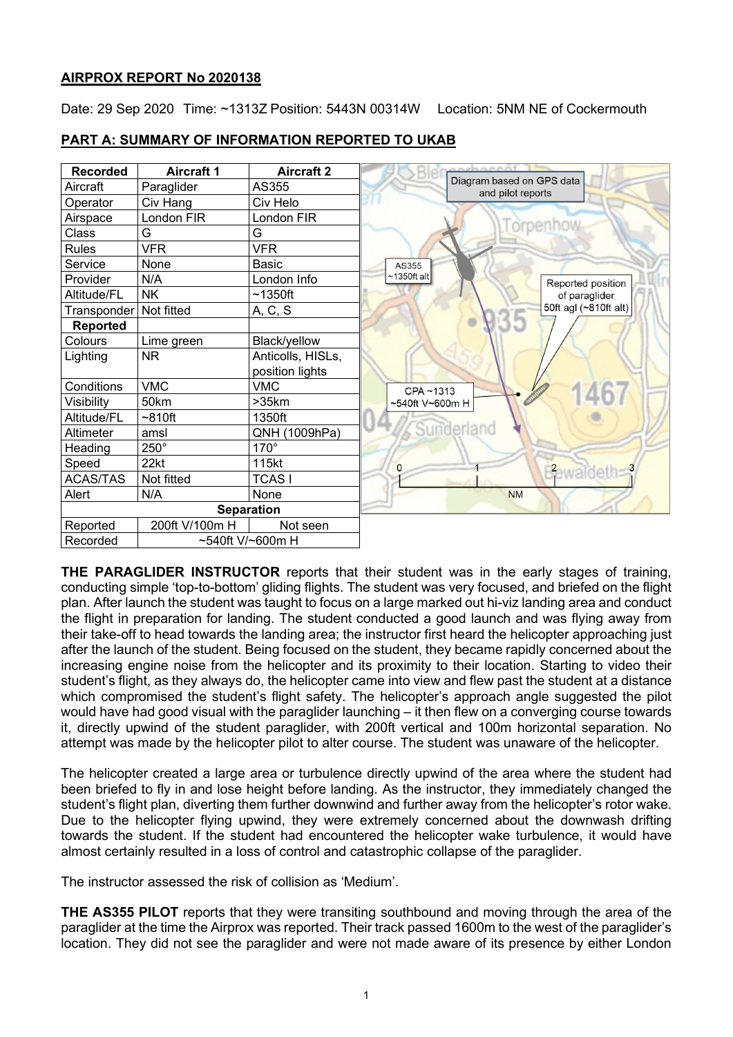**AIRPROX REPORT No 2020138**

Date: 29 Sep 2020 Time: ~1313Z Position: 5443N 00314W Location: 5NM NE of Cockermouth

**PART A: SUMMARY OF INFORMATION REPORTED TO UKAB**

| Recorded | Aircraft 1 | Aircraft 2 |
|---|---|---|
| Aircraft | Paraglider | AS355 |
| Operator | Civ Hang | Civ Helo |
| Airspace | London FIR | London FIR |
| Class | G | G |
| Rules | VFR | VFR |
| Service | None | Basic |
| Provider | N/A | London Info |
| Altitude/FL | NK | ~1350ft |
| Transponder | Not fitted | A, C, S |
| **Reported** | | |
| Colours | Lime green | Black/yellow |
| Lighting | NR | Anticolls, HISLs, position lights |
| Conditions | VMC | VMC |
| Visibility | 50km | >35km |
| Altitude/FL | ~810ft | 1350ft |
| Altimeter | amsl | QNH (1009hPa) |
| Heading | 250° | 170° |
| Speed | 22kt | 115kt |
| ACAS/TAS | Not fitted | TCAS I |
| Alert | N/A | None |
| **Separation** | | |
| Reported | 200ft V/100m H | Not seen |
| Recorded | ~540ft V/~600m H | |

Diagram based on GPS data and pilot reports

**THE PARAGLIDER INSTRUCTOR** reports that their student was in the early stages of training, conducting simple 'top-to-bottom' gliding flights. The student was very focused, and briefed on the flight plan. After launch the student was taught to focus on a large marked out hi-viz landing area and conduct the flight in preparation for landing. The student conducted a good launch and was flying away from their take-off to head towards the landing area; the instructor first heard the helicopter approaching just after the launch of the student. Being focused on the student, they became rapidly concerned about the increasing engine noise from the helicopter and its proximity to their location. Starting to video their student's flight, as they always do, the helicopter came into view and flew past the student at a distance which compromised the student's flight safety. The helicopter's approach angle suggested the pilot would have had good visual with the paraglider launching – it then flew on a converging course towards it, directly upwind of the student paraglider, with 200ft vertical and 100m horizontal separation. No attempt was made by the helicopter pilot to alter course. The student was unaware of the helicopter.

The helicopter created a large area or turbulence directly upwind of the area where the student had been briefed to fly in and lose height before landing. As the instructor, they immediately changed the student's flight plan, diverting them further downwind and further away from the helicopter's rotor wake. Due to the helicopter flying upwind, they were extremely concerned about the downwash drifting towards the student. If the student had encountered the helicopter wake turbulence, it would have almost certainly resulted in a loss of control and catastrophic collapse of the paraglider.

The instructor assessed the risk of collision as 'Medium'.

**THE AS355 PILOT** reports that they were transiting southbound and moving through the area of the paraglider at the time the Airprox was reported. Their track passed 1600m to the west of the paraglider's location. They did not see the paraglider and were not made aware of its presence by either London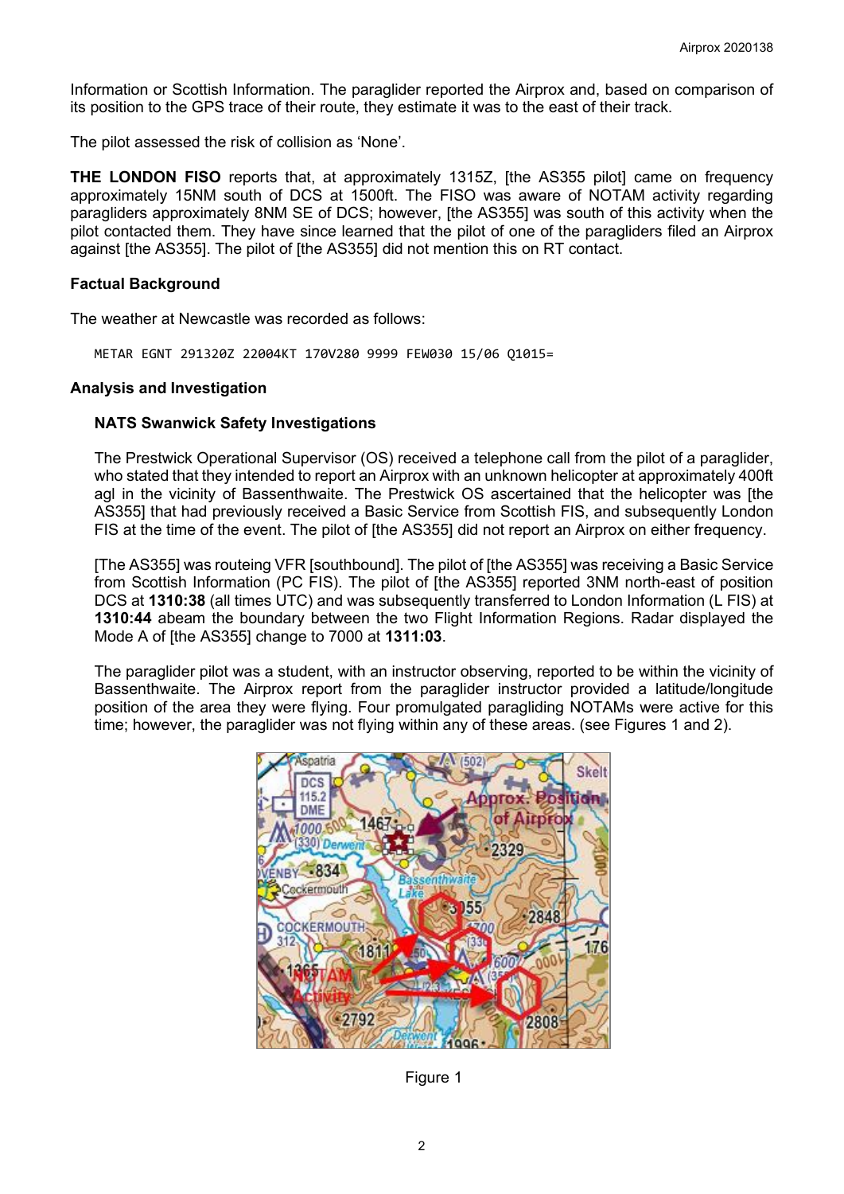Information or Scottish Information. The paraglider reported the Airprox and, based on comparison of its position to the GPS trace of their route, they estimate it was to the east of their track.

The pilot assessed the risk of collision as 'None'.

**THE LONDON FISO** reports that, at approximately 1315Z, [the AS355 pilot] came on frequency approximately 15NM south of DCS at 1500ft. The FISO was aware of NOTAM activity regarding paragliders approximately 8NM SE of DCS; however, [the AS355] was south of this activity when the pilot contacted them. They have since learned that the pilot of one of the paragliders filed an Airprox against [the AS355]. The pilot of [the AS355] did not mention this on RT contact.

### Factual Background

The weather at Newcastle was recorded as follows:

```
METAR EGNT 291320Z 22004KT 170V280 9999 FEW030 15/06 Q1015=
```

### Analysis and Investigation

#### NATS Swanwick Safety Investigations

The Prestwick Operational Supervisor (OS) received a telephone call from the pilot of a paraglider, who stated that they intended to report an Airprox with an unknown helicopter at approximately 400ft agl in the vicinity of Bassenthwaite. The Prestwick OS ascertained that the helicopter was [the AS355] that had previously received a Basic Service from Scottish FIS, and subsequently London FIS at the time of the event. The pilot of [the AS355] did not report an Airprox on either frequency.

[The AS355] was routeing VFR [southbound]. The pilot of [the AS355] was receiving a Basic Service from Scottish Information (PC FIS). The pilot of [the AS355] reported 3NM north-east of position DCS at **1310:38** (all times UTC) and was subsequently transferred to London Information (L FIS) at **1310:44** abeam the boundary between the two Flight Information Regions. Radar displayed the Mode A of [the AS355] change to 7000 at **1311:03**.

The paraglider pilot was a student, with an instructor observing, reported to be within the vicinity of Bassenthwaite. The Airprox report from the paraglider instructor provided a latitude/longitude position of the area they were flying. Four promulgated paragliding NOTAMs were active for this time; however, the paraglider was not flying within any of these areas. (see Figures 1 and 2).

Figure 1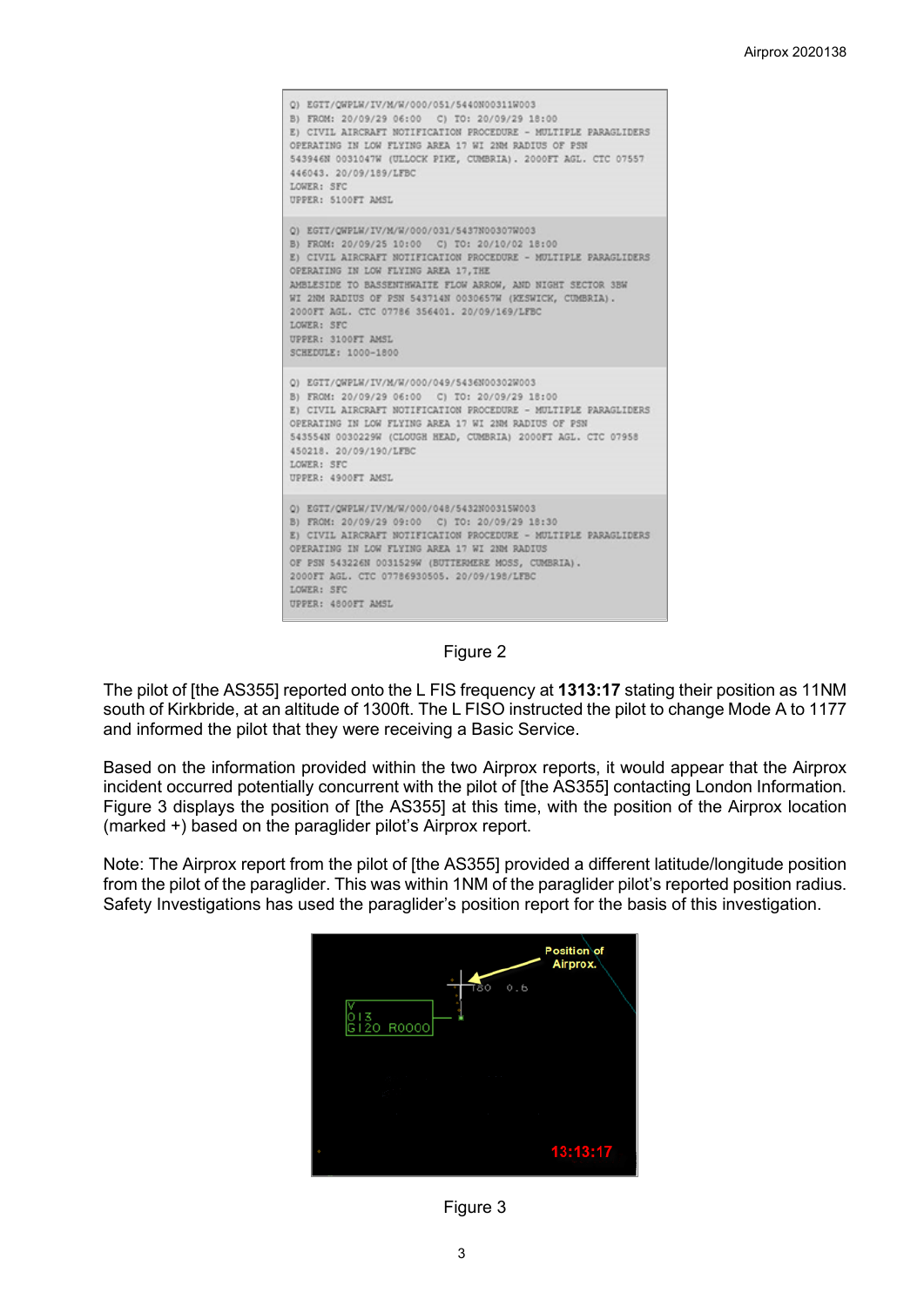```
Q) EGTT/QWPLW/IV/M/W/000/051/5440N00311W003
B) FROM: 20/09/29 06:00   C) TO: 20/09/29 18:00
E) CIVIL AIRCRAFT NOTIFICATION PROCEDURE - MULTIPLE PARAGLIDERS
OPERATING IN LOW FLYING AREA 17 WI 2NM RADIUS OF PSN
543946N 0031047W (ULLOCK PIKE, CUMBRIA). 2000FT AGL. CTC 07557
446043. 20/09/189/LFBC
LOWER: SFC
UPPER: 5100FT AMSL

Q) EGTT/QWPLW/IV/M/W/000/031/5437N00307W003
B) FROM: 20/09/25 10:00   C) TO: 20/10/02 18:00
E) CIVIL AIRCRAFT NOTIFICATION PROCEDURE - MULTIPLE PARAGLIDERS
OPERATING IN LOW FLYING AREA 17,THE
AMBLESIDE TO BASSENTHWAITE FLOW ARROW, AND NIGHT SECTOR 3BW
WI 2NM RADIUS OF PSN 543714N 0030657W (KESWICK, CUMBRIA).
2000FT AGL. CTC 07786 356401. 20/09/169/LFBC
LOWER: SFC
UPPER: 3100FT AMSL
SCHEDULE: 1000-1800

Q) EGTT/QWPLW/IV/M/W/000/049/5436N00302W003
B) FROM: 20/09/29 06:00   C) TO: 20/09/29 18:00
E) CIVIL AIRCRAFT NOTIFICATION PROCEDURE - MULTIPLE PARAGLIDERS
OPERATING IN LOW FLYING AREA 17 WI 2NM RADIUS OF PSN
543554N 0030229W (CLOUGH HEAD, CUMBRIA) 2000FT AGL. CTC 07958
450218. 20/09/190/LFBC
LOWER: SFC
UPPER: 4900FT AMSL

Q) EGTT/QWPLW/IV/M/W/000/048/5432N00315W003
B) FROM: 20/09/29 09:00   C) TO: 20/09/29 18:30
E) CIVIL AIRCRAFT NOTIFICATION PROCEDURE - MULTIPLE PARAGLIDERS
OPERATING IN LOW FLYING AREA 17 WI 2NM RADIUS
OF PSN 543226N 0031529W (BUTTERMERE MOSS, CUMBRIA).
2000FT AGL. CTC 07786930505. 20/09/198/LFBC
LOWER: SFC
UPPER: 4800FT AMSL
```

Figure 2

The pilot of [the AS355] reported onto the L FIS frequency at **1313:17** stating their position as 11NM south of Kirkbride, at an altitude of 1300ft. The L FISO instructed the pilot to change Mode A to 1177 and informed the pilot that they were receiving a Basic Service.

Based on the information provided within the two Airprox reports, it would appear that the Airprox incident occurred potentially concurrent with the pilot of [the AS355] contacting London Information. Figure 3 displays the position of [the AS355] at this time, with the position of the Airprox location (marked +) based on the paraglider pilot's Airprox report.

Note: The Airprox report from the pilot of [the AS355] provided a different latitude/longitude position from the pilot of the paraglider. This was within 1NM of the paraglider pilot's reported position radius. Safety Investigations has used the paraglider's position report for the basis of this investigation.

Figure 3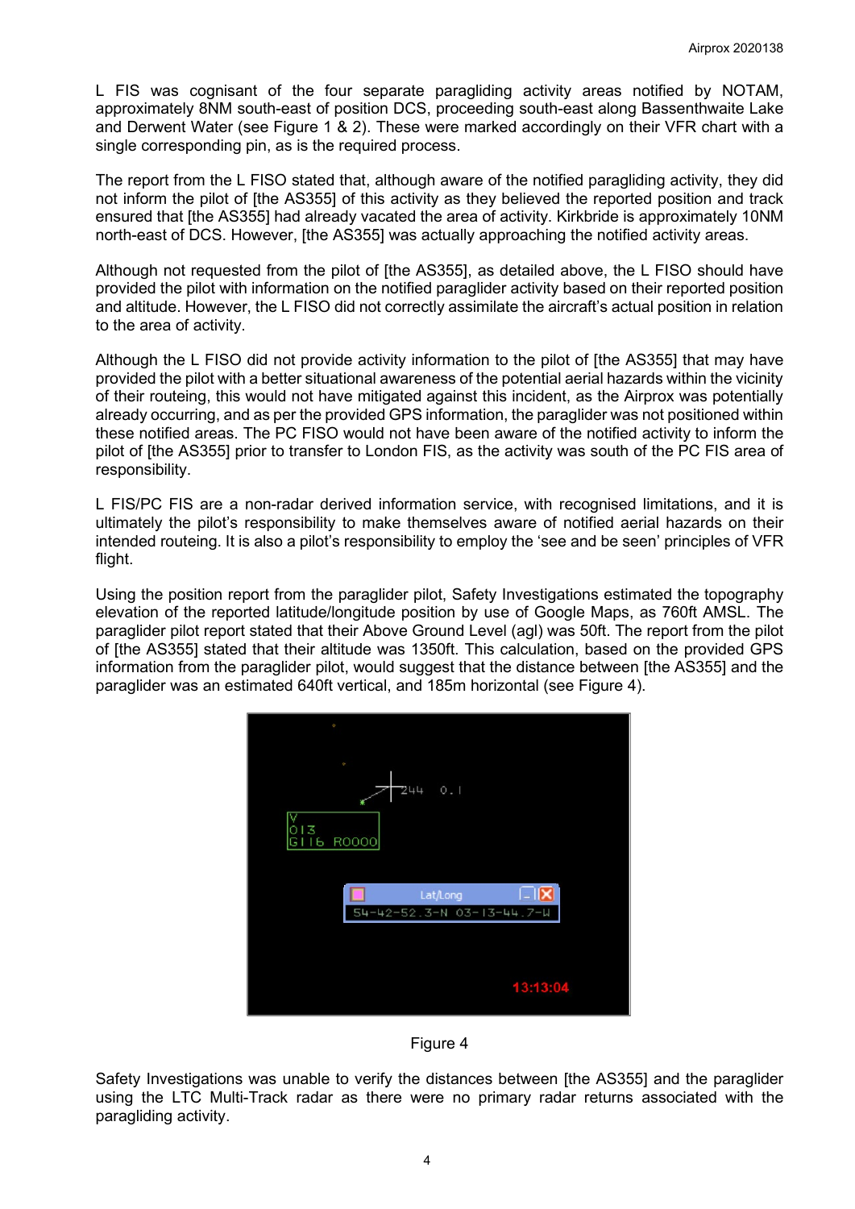L FIS was cognisant of the four separate paragliding activity areas notified by NOTAM, approximately 8NM south-east of position DCS, proceeding south-east along Bassenthwaite Lake and Derwent Water (see Figure 1 & 2). These were marked accordingly on their VFR chart with a single corresponding pin, as is the required process.

The report from the L FISO stated that, although aware of the notified paragliding activity, they did not inform the pilot of [the AS355] of this activity as they believed the reported position and track ensured that [the AS355] had already vacated the area of activity. Kirkbride is approximately 10NM north-east of DCS. However, [the AS355] was actually approaching the notified activity areas.

Although not requested from the pilot of [the AS355], as detailed above, the L FISO should have provided the pilot with information on the notified paraglider activity based on their reported position and altitude. However, the L FISO did not correctly assimilate the aircraft's actual position in relation to the area of activity.

Although the L FISO did not provide activity information to the pilot of [the AS355] that may have provided the pilot with a better situational awareness of the potential aerial hazards within the vicinity of their routeing, this would not have mitigated against this incident, as the Airprox was potentially already occurring, and as per the provided GPS information, the paraglider was not positioned within these notified areas. The PC FISO would not have been aware of the notified activity to inform the pilot of [the AS355] prior to transfer to London FIS, as the activity was south of the PC FIS area of responsibility.

L FIS/PC FIS are a non-radar derived information service, with recognised limitations, and it is ultimately the pilot's responsibility to make themselves aware of notified aerial hazards on their intended routeing. It is also a pilot's responsibility to employ the 'see and be seen' principles of VFR flight.

Using the position report from the paraglider pilot, Safety Investigations estimated the topography elevation of the reported latitude/longitude position by use of Google Maps, as 760ft AMSL. The paraglider pilot report stated that their Above Ground Level (agl) was 50ft. The report from the pilot of [the AS355] stated that their altitude was 1350ft. This calculation, based on the provided GPS information from the paraglider pilot, would suggest that the distance between [the AS355] and the paraglider was an estimated 640ft vertical, and 185m horizontal (see Figure 4).

Figure 4

Safety Investigations was unable to verify the distances between [the AS355] and the paraglider using the LTC Multi-Track radar as there were no primary radar returns associated with the paragliding activity.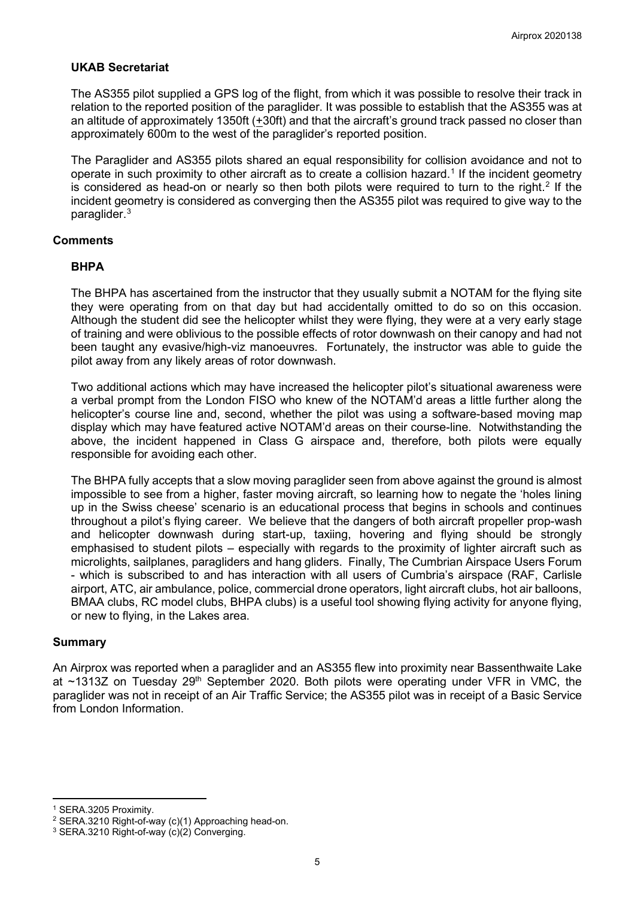## UKAB Secretariat

The AS355 pilot supplied a GPS log of the flight, from which it was possible to resolve their track in relation to the reported position of the paraglider. It was possible to establish that the AS355 was at an altitude of approximately 1350ft (±30ft) and that the aircraft's ground track passed no closer than approximately 600m to the west of the paraglider's reported position.

The Paraglider and AS355 pilots shared an equal responsibility for collision avoidance and not to operate in such proximity to other aircraft as to create a collision hazard.[1] If the incident geometry is considered as head-on or nearly so then both pilots were required to turn to the right.[2] If the incident geometry is considered as converging then the AS355 pilot was required to give way to the paraglider.[3]

# Comments

## BHPA

The BHPA has ascertained from the instructor that they usually submit a NOTAM for the flying site they were operating from on that day but had accidentally omitted to do so on this occasion. Although the student did see the helicopter whilst they were flying, they were at a very early stage of training and were oblivious to the possible effects of rotor downwash on their canopy and had not been taught any evasive/high-viz manoeuvres. Fortunately, the instructor was able to guide the pilot away from any likely areas of rotor downwash.

Two additional actions which may have increased the helicopter pilot's situational awareness were a verbal prompt from the London FISO who knew of the NOTAM'd areas a little further along the helicopter's course line and, second, whether the pilot was using a software-based moving map display which may have featured active NOTAM'd areas on their course-line. Notwithstanding the above, the incident happened in Class G airspace and, therefore, both pilots were equally responsible for avoiding each other.

The BHPA fully accepts that a slow moving paraglider seen from above against the ground is almost impossible to see from a higher, faster moving aircraft, so learning how to negate the 'holes lining up in the Swiss cheese' scenario is an educational process that begins in schools and continues throughout a pilot's flying career. We believe that the dangers of both aircraft propeller prop-wash and helicopter downwash during start-up, taxiing, hovering and flying should be strongly emphasised to student pilots – especially with regards to the proximity of lighter aircraft such as microlights, sailplanes, paragliders and hang gliders. Finally, The Cumbrian Airspace Users Forum - which is subscribed to and has interaction with all users of Cumbria's airspace (RAF, Carlisle airport, ATC, air ambulance, police, commercial drone operators, light aircraft clubs, hot air balloons, BMAA clubs, RC model clubs, BHPA clubs) is a useful tool showing flying activity for anyone flying, or new to flying, in the Lakes area.

# Summary

An Airprox was reported when a paraglider and an AS355 flew into proximity near Bassenthwaite Lake at ~1313Z on Tuesday 29th September 2020. Both pilots were operating under VFR in VMC, the paraglider was not in receipt of an Air Traffic Service; the AS355 pilot was in receipt of a Basic Service from London Information.

---

[1] SERA.3205 Proximity.

[2] SERA.3210 Right-of-way (c)(1) Approaching head-on.

[3] SERA.3210 Right-of-way (c)(2) Converging.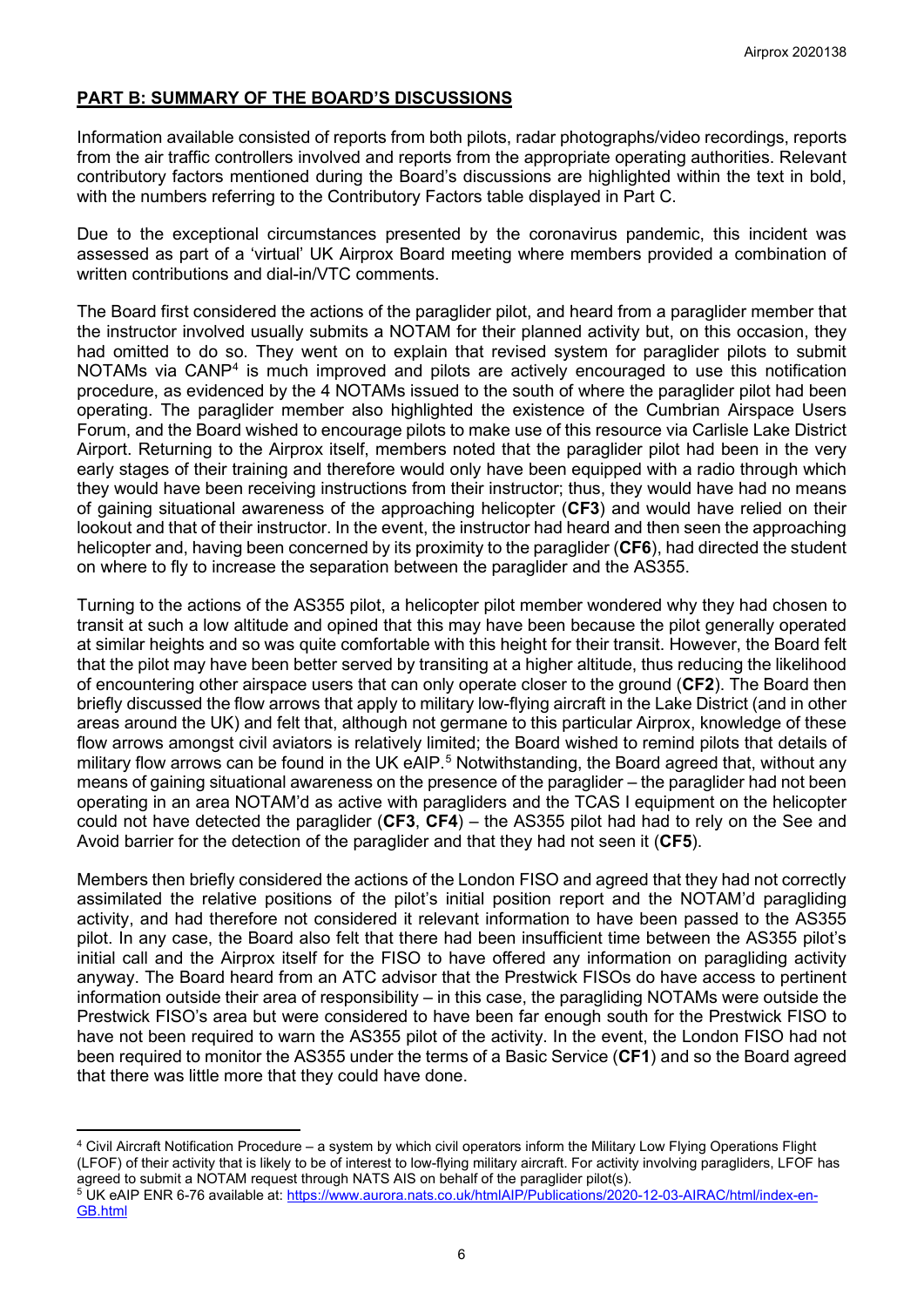## PART B: SUMMARY OF THE BOARD'S DISCUSSIONS

Information available consisted of reports from both pilots, radar photographs/video recordings, reports from the air traffic controllers involved and reports from the appropriate operating authorities. Relevant contributory factors mentioned during the Board's discussions are highlighted within the text in bold, with the numbers referring to the Contributory Factors table displayed in Part C.

Due to the exceptional circumstances presented by the coronavirus pandemic, this incident was assessed as part of a 'virtual' UK Airprox Board meeting where members provided a combination of written contributions and dial-in/VTC comments.

The Board first considered the actions of the paraglider pilot, and heard from a paraglider member that the instructor involved usually submits a NOTAM for their planned activity but, on this occasion, they had omitted to do so. They went on to explain that revised system for paraglider pilots to submit NOTAMs via CANP[4] is much improved and pilots are actively encouraged to use this notification procedure, as evidenced by the 4 NOTAMs issued to the south of where the paraglider pilot had been operating. The paraglider member also highlighted the existence of the Cumbrian Airspace Users Forum, and the Board wished to encourage pilots to make use of this resource via Carlisle Lake District Airport. Returning to the Airprox itself, members noted that the paraglider pilot had been in the very early stages of their training and therefore would only have been equipped with a radio through which they would have been receiving instructions from their instructor; thus, they would have had no means of gaining situational awareness of the approaching helicopter (**CF3**) and would have relied on their lookout and that of their instructor. In the event, the instructor had heard and then seen the approaching helicopter and, having been concerned by its proximity to the paraglider (**CF6**), had directed the student on where to fly to increase the separation between the paraglider and the AS355.

Turning to the actions of the AS355 pilot, a helicopter pilot member wondered why they had chosen to transit at such a low altitude and opined that this may have been because the pilot generally operated at similar heights and so was quite comfortable with this height for their transit. However, the Board felt that the pilot may have been better served by transiting at a higher altitude, thus reducing the likelihood of encountering other airspace users that can only operate closer to the ground (**CF2**). The Board then briefly discussed the flow arrows that apply to military low-flying aircraft in the Lake District (and in other areas around the UK) and felt that, although not germane to this particular Airprox, knowledge of these flow arrows amongst civil aviators is relatively limited; the Board wished to remind pilots that details of military flow arrows can be found in the UK eAIP.[5] Notwithstanding, the Board agreed that, without any means of gaining situational awareness on the presence of the paraglider – the paraglider had not been operating in an area NOTAM'd as active with paragliders and the TCAS I equipment on the helicopter could not have detected the paraglider (**CF3**, **CF4**) – the AS355 pilot had had to rely on the See and Avoid barrier for the detection of the paraglider and that they had not seen it (**CF5**).

Members then briefly considered the actions of the London FISO and agreed that they had not correctly assimilated the relative positions of the pilot's initial position report and the NOTAM'd paragliding activity, and had therefore not considered it relevant information to have been passed to the AS355 pilot. In any case, the Board also felt that there had been insufficient time between the AS355 pilot's initial call and the Airprox itself for the FISO to have offered any information on paragliding activity anyway. The Board heard from an ATC advisor that the Prestwick FISOs do have access to pertinent information outside their area of responsibility – in this case, the paragliding NOTAMs were outside the Prestwick FISO's area but were considered to have been far enough south for the Prestwick FISO to have not been required to warn the AS355 pilot of the activity. In the event, the London FISO had not been required to monitor the AS355 under the terms of a Basic Service (**CF1**) and so the Board agreed that there was little more that they could have done.

---

[4] Civil Aircraft Notification Procedure – a system by which civil operators inform the Military Low Flying Operations Flight (LFOF) of their activity that is likely to be of interest to low-flying military aircraft. For activity involving paragliders, LFOF has agreed to submit a NOTAM request through NATS AIS on behalf of the paraglider pilot(s).

[5] UK eAIP ENR 6-76 available at: https://www.aurora.nats.co.uk/htmlAIP/Publications/2020-12-03-AIRAC/html/index-en-GB.html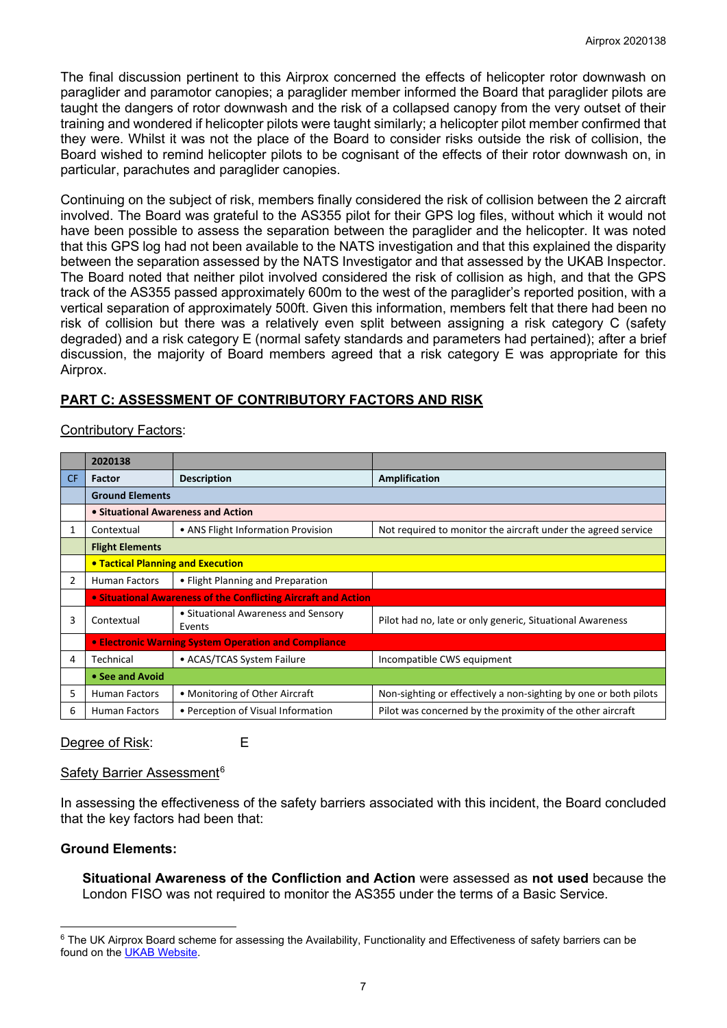The final discussion pertinent to this Airprox concerned the effects of helicopter rotor downwash on paraglider and paramotor canopies; a paraglider member informed the Board that paraglider pilots are taught the dangers of rotor downwash and the risk of a collapsed canopy from the very outset of their training and wondered if helicopter pilots were taught similarly; a helicopter pilot member confirmed that they were. Whilst it was not the place of the Board to consider risks outside the risk of collision, the Board wished to remind helicopter pilots to be cognisant of the effects of their rotor downwash on, in particular, parachutes and paraglider canopies.

Continuing on the subject of risk, members finally considered the risk of collision between the 2 aircraft involved. The Board was grateful to the AS355 pilot for their GPS log files, without which it would not have been possible to assess the separation between the paraglider and the helicopter. It was noted that this GPS log had not been available to the NATS investigation and that this explained the disparity between the separation assessed by the NATS Investigator and that assessed by the UKAB Inspector. The Board noted that neither pilot involved considered the risk of collision as high, and that the GPS track of the AS355 passed approximately 600m to the west of the paraglider's reported position, with a vertical separation of approximately 500ft. Given this information, members felt that there had been no risk of collision but there was a relatively even split between assigning a risk category C (safety degraded) and a risk category E (normal safety standards and parameters had pertained); after a brief discussion, the majority of Board members agreed that a risk category E was appropriate for this Airprox.

## PART C: ASSESSMENT OF CONTRIBUTORY FACTORS AND RISK

Contributory Factors:

| | 2020138 | | |
|---|---|---|---|
| CF | Factor | Description | Amplification |
| | **Ground Elements** | | |
| | **• Situational Awareness and Action** | | |
| 1 | Contextual | • ANS Flight Information Provision | Not required to monitor the aircraft under the agreed service |
| | **Flight Elements** | | |
| | **• Tactical Planning and Execution** | | |
| 2 | Human Factors | • Flight Planning and Preparation | |
| | **• Situational Awareness of the Conflicting Aircraft and Action** | | |
| 3 | Contextual | • Situational Awareness and Sensory Events | Pilot had no, late or only generic, Situational Awareness |
| | **• Electronic Warning System Operation and Compliance** | | |
| 4 | Technical | • ACAS/TCAS System Failure | Incompatible CWS equipment |
| | **• See and Avoid** | | |
| 5 | Human Factors | • Monitoring of Other Aircraft | Non-sighting or effectively a non-sighting by one or both pilots |
| 6 | Human Factors | • Perception of Visual Information | Pilot was concerned by the proximity of the other aircraft |

Degree of Risk: E

Safety Barrier Assessment[6]

In assessing the effectiveness of the safety barriers associated with this incident, the Board concluded that the key factors had been that:

**Ground Elements:**

**Situational Awareness of the Confliction and Action** were assessed as **not used** because the London FISO was not required to monitor the AS355 under the terms of a Basic Service.

[6] The UK Airprox Board scheme for assessing the Availability, Functionality and Effectiveness of safety barriers can be found on the UKAB Website.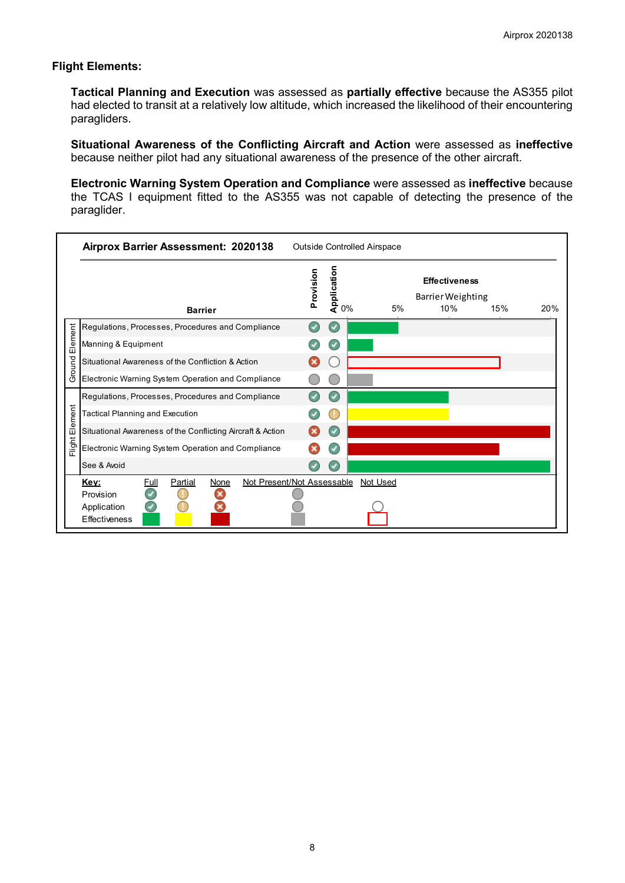**Flight Elements:**

**Tactical Planning and Execution** was assessed as **partially effective** because the AS355 pilot had elected to transit at a relatively low altitude, which increased the likelihood of their encountering paragliders.

**Situational Awareness of the Conflicting Aircraft and Action** were assessed as **ineffective** because neither pilot had any situational awareness of the presence of the other aircraft.

**Electronic Warning System Operation and Compliance** were assessed as **ineffective** because the TCAS I equipment fitted to the AS355 was not capable of detecting the presence of the paraglider.

**Airprox Barrier Assessment: 2020138** Outside Controlled Airspace

Barrier
Provision
Application
Effectiveness
Barrier Weighting
0% 5% 10% 15% 20%

Ground Element
Regulations, Processes, Procedures and Compliance
Manning & Equipment
Situational Awareness of the Confliction & Action
Electronic Warning System Operation and Compliance

Flight Element
Regulations, Processes, Procedures and Compliance
Tactical Planning and Execution
Situational Awareness of the Conflicting Aircraft & Action
Electronic Warning System Operation and Compliance
See & Avoid

Key: Full Partial None Not Present/Not Assessable Not Used
Provision
Application
Effectiveness